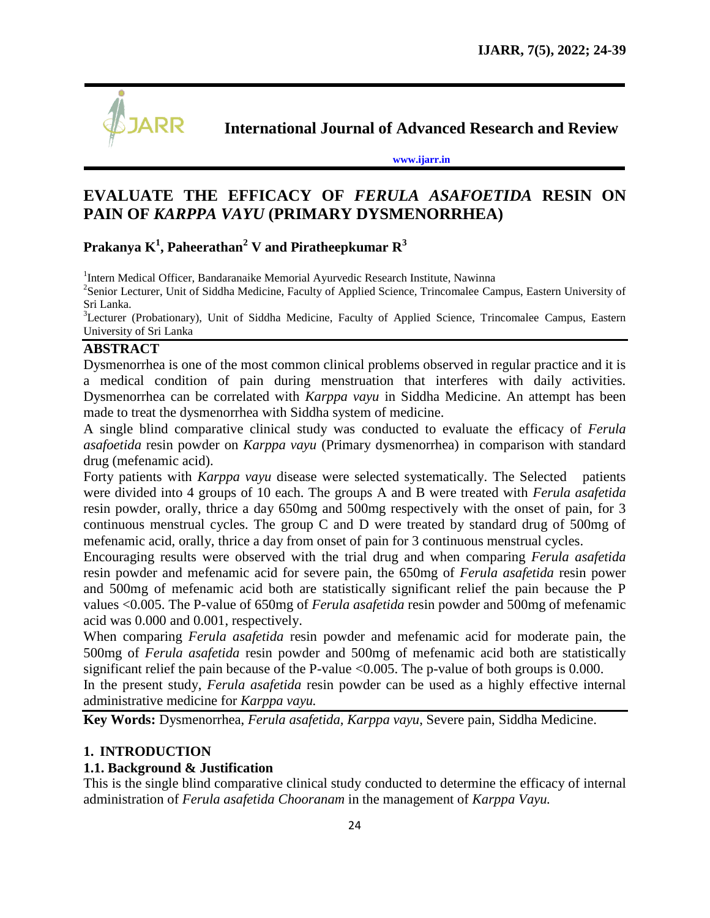# EVALUATE THE EFFICACY OF *FERULA ASAFOETIDA* RESIN ON PAIN OF *KARPPA VAYU* (PRIMARY DYSMENORRHEA)

**Prakanya K[1], Paheerathan[2] V and Piratheepkumar R[3]**

[1]Intern Medical Officer, Bandaranaike Memorial Ayurvedic Research Institute, Nawinna

[2]Senior Lecturer, Unit of Siddha Medicine, Faculty of Applied Science, Trincomalee Campus, Eastern University of Sri Lanka.

[3]Lecturer (Probationary), Unit of Siddha Medicine, Faculty of Applied Science, Trincomalee Campus, Eastern University of Sri Lanka

## ABSTRACT

Dysmenorrhea is one of the most common clinical problems observed in regular practice and it is a medical condition of pain during menstruation that interferes with daily activities. Dysmenorrhea can be correlated with *Karppa vayu* in Siddha Medicine. An attempt has been made to treat the dysmenorrhea with Siddha system of medicine.

A single blind comparative clinical study was conducted to evaluate the efficacy of *Ferula asafoetida* resin powder on *Karppa vayu* (Primary dysmenorrhea) in comparison with standard drug (mefenamic acid).

Forty patients with *Karppa vayu* disease were selected systematically. The Selected patients were divided into 4 groups of 10 each. The groups A and B were treated with *Ferula asafetida* resin powder, orally, thrice a day 650mg and 500mg respectively with the onset of pain, for 3 continuous menstrual cycles. The group C and D were treated by standard drug of 500mg of mefenamic acid, orally, thrice a day from onset of pain for 3 continuous menstrual cycles.

Encouraging results were observed with the trial drug and when comparing *Ferula asafetida* resin powder and mefenamic acid for severe pain, the 650mg of *Ferula asafetida* resin power and 500mg of mefenamic acid both are statistically significant relief the pain because the P values <0.005. The P-value of 650mg of *Ferula asafetida* resin powder and 500mg of mefenamic acid was 0.000 and 0.001, respectively.

When comparing *Ferula asafetida* resin powder and mefenamic acid for moderate pain, the 500mg of *Ferula asafetida* resin powder and 500mg of mefenamic acid both are statistically significant relief the pain because of the P-value <0.005. The p-value of both groups is 0.000.

In the present study, *Ferula asafetida* resin powder can be used as a highly effective internal administrative medicine for *Karppa vayu.*

**Key Words:** Dysmenorrhea, *Ferula asafetida, Karppa vayu*, Severe pain, Siddha Medicine.

## 1. INTRODUCTION

### 1.1. Background & Justification

This is the single blind comparative clinical study conducted to determine the efficacy of internal administration of *Ferula asafetida Chooranam* in the management of *Karppa Vayu.*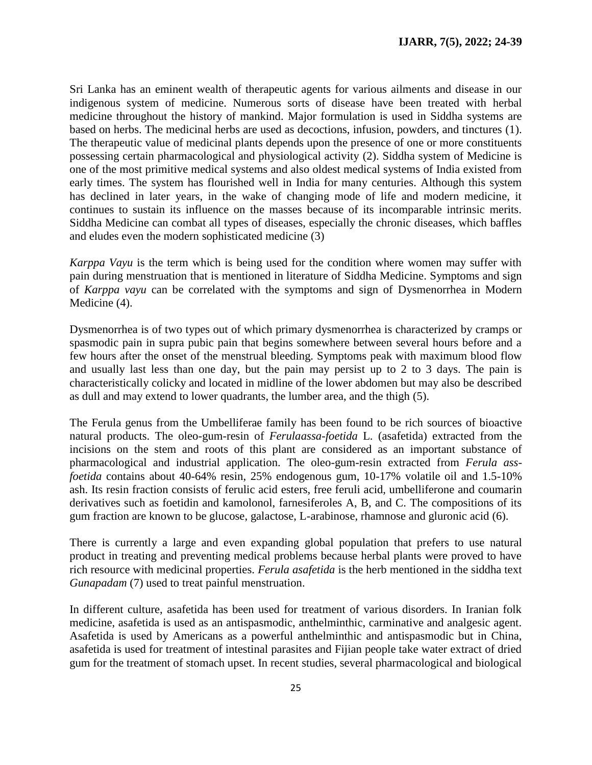Sri Lanka has an eminent wealth of therapeutic agents for various ailments and disease in our indigenous system of medicine. Numerous sorts of disease have been treated with herbal medicine throughout the history of mankind. Major formulation is used in Siddha systems are based on herbs. The medicinal herbs are used as decoctions, infusion, powders, and tinctures (1). The therapeutic value of medicinal plants depends upon the presence of one or more constituents possessing certain pharmacological and physiological activity (2). Siddha system of Medicine is one of the most primitive medical systems and also oldest medical systems of India existed from early times. The system has flourished well in India for many centuries. Although this system has declined in later years, in the wake of changing mode of life and modern medicine, it continues to sustain its influence on the masses because of its incomparable intrinsic merits. Siddha Medicine can combat all types of diseases, especially the chronic diseases, which baffles and eludes even the modern sophisticated medicine (3)

*Karppa Vayu* is the term which is being used for the condition where women may suffer with pain during menstruation that is mentioned in literature of Siddha Medicine. Symptoms and sign of *Karppa vayu* can be correlated with the symptoms and sign of Dysmenorrhea in Modern Medicine (4).

Dysmenorrhea is of two types out of which primary dysmenorrhea is characterized by cramps or spasmodic pain in supra pubic pain that begins somewhere between several hours before and a few hours after the onset of the menstrual bleeding. Symptoms peak with maximum blood flow and usually last less than one day, but the pain may persist up to 2 to 3 days. The pain is characteristically colicky and located in midline of the lower abdomen but may also be described as dull and may extend to lower quadrants, the lumber area, and the thigh (5).

The Ferula genus from the Umbelliferae family has been found to be rich sources of bioactive natural products. The oleo-gum-resin of *Ferulaassa-foetida* L. (asafetida) extracted from the incisions on the stem and roots of this plant are considered as an important substance of pharmacological and industrial application. The oleo-gum-resin extracted from *Ferula ass-foetida* contains about 40-64% resin, 25% endogenous gum, 10-17% volatile oil and 1.5-10% ash. Its resin fraction consists of ferulic acid esters, free feruli acid, umbelliferone and coumarin derivatives such as foetidin and kamolonol, farnesiferoles A, B, and C. The compositions of its gum fraction are known to be glucose, galactose, L-arabinose, rhamnose and gluronic acid (6).

There is currently a large and even expanding global population that prefers to use natural product in treating and preventing medical problems because herbal plants were proved to have rich resource with medicinal properties. *Ferula asafetida* is the herb mentioned in the siddha text *Gunapadam* (7) used to treat painful menstruation.

In different culture, asafetida has been used for treatment of various disorders. In Iranian folk medicine, asafetida is used as an antispasmodic, anthelminthic, carminative and analgesic agent. Asafetida is used by Americans as a powerful anthelminthic and antispasmodic but in China, asafetida is used for treatment of intestinal parasites and Fijian people take water extract of dried gum for the treatment of stomach upset. In recent studies, several pharmacological and biological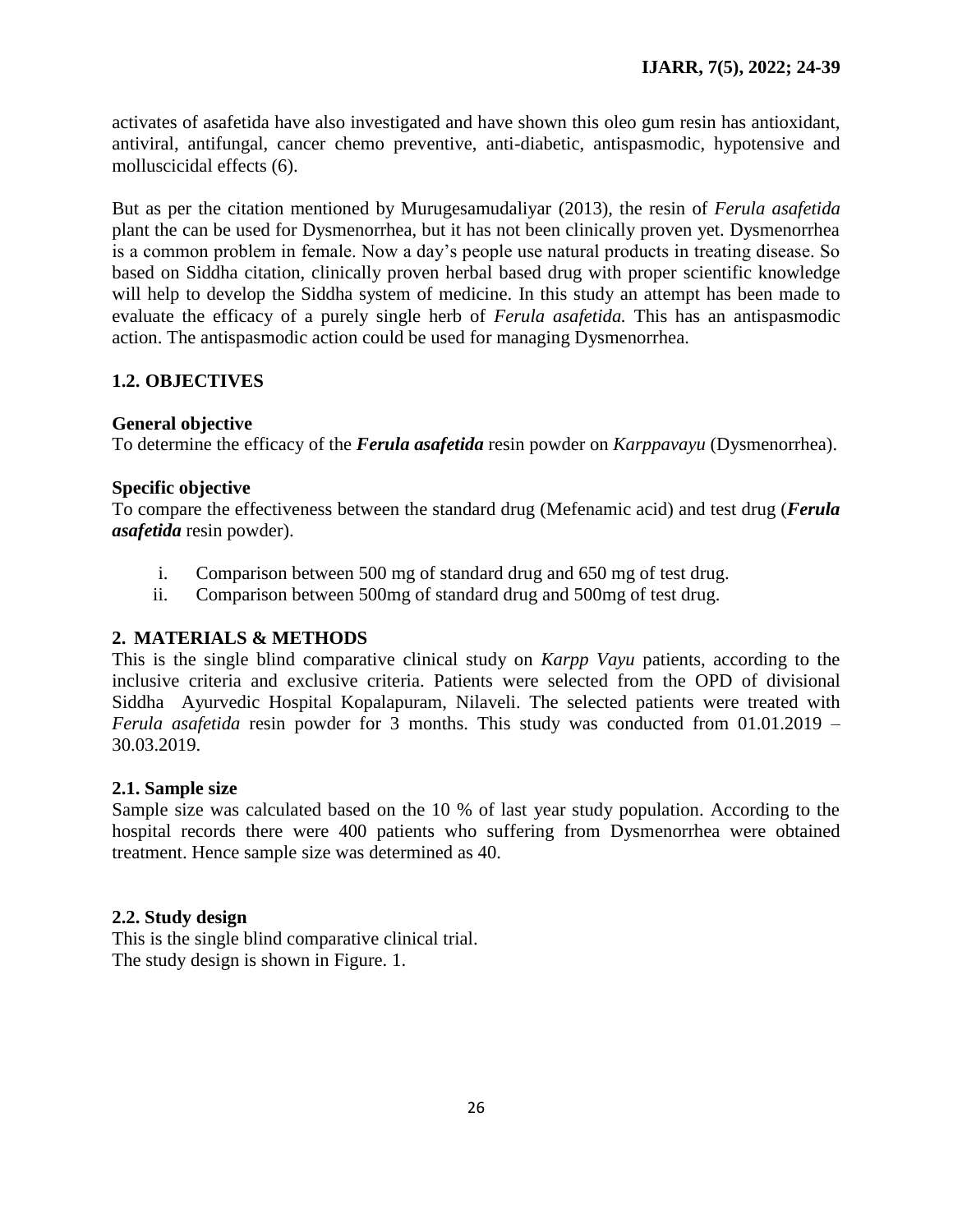activates of asafetida have also investigated and have shown this oleo gum resin has antioxidant, antiviral, antifungal, cancer chemo preventive, anti-diabetic, antispasmodic, hypotensive and molluscicidal effects (6).

But as per the citation mentioned by Murugesamudaliyar (2013), the resin of *Ferula asafetida* plant the can be used for Dysmenorrhea, but it has not been clinically proven yet. Dysmenorrhea is a common problem in female. Now a day's people use natural products in treating disease. So based on Siddha citation, clinically proven herbal based drug with proper scientific knowledge will help to develop the Siddha system of medicine. In this study an attempt has been made to evaluate the efficacy of a purely single herb of *Ferula asafetida.* This has an antispasmodic action. The antispasmodic action could be used for managing Dysmenorrhea.

### 1.2. OBJECTIVES

**General objective**

To determine the efficacy of the ***Ferula asafetida*** resin powder on *Karppavayu* (Dysmenorrhea).

**Specific objective**

To compare the effectiveness between the standard drug (Mefenamic acid) and test drug (***Ferula asafetida*** resin powder).

i. Comparison between 500 mg of standard drug and 650 mg of test drug.
ii. Comparison between 500mg of standard drug and 500mg of test drug.

## 2. MATERIALS & METHODS

This is the single blind comparative clinical study on *Karpp Vayu* patients, according to the inclusive criteria and exclusive criteria. Patients were selected from the OPD of divisional Siddha Ayurvedic Hospital Kopalapuram, Nilaveli. The selected patients were treated with *Ferula asafetida* resin powder for 3 months. This study was conducted from 01.01.2019 – 30.03.2019.

### 2.1. Sample size

Sample size was calculated based on the 10 % of last year study population. According to the hospital records there were 400 patients who suffering from Dysmenorrhea were obtained treatment. Hence sample size was determined as 40.

### 2.2. Study design

This is the single blind comparative clinical trial.
The study design is shown in Figure. 1.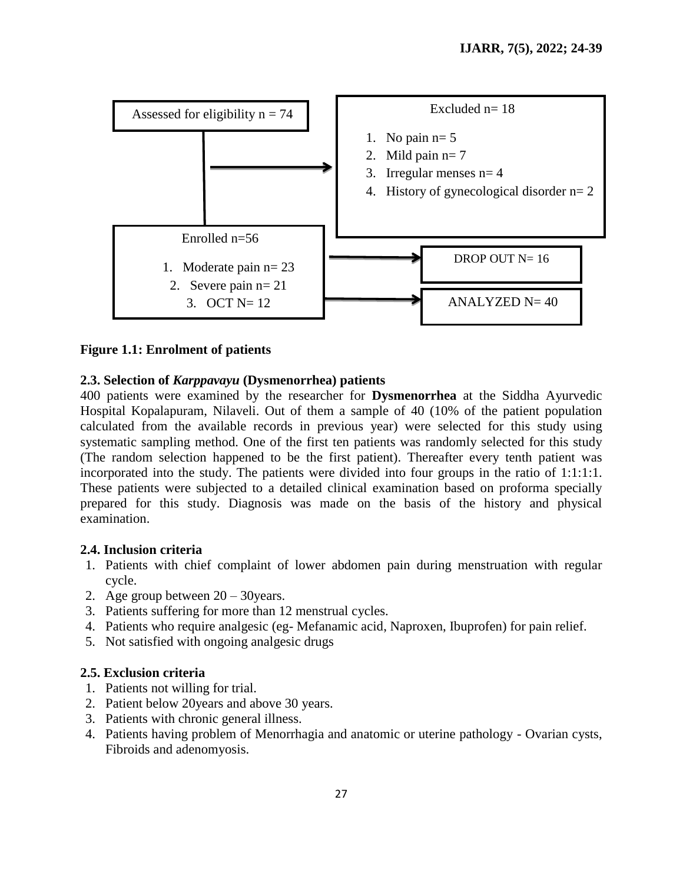Assessed for eligibility n = 74

Excluded n= 18

1. No pain n= 5
2. Mild pain n= 7
3. Irregular menses n= 4
4. History of gynecological disorder n= 2

Enrolled n=56

1. Moderate pain n= 23
2. Severe pain n= 21
3. OCT N= 12

DROP OUT N= 16

ANALYZED N= 40

**Figure 1.1: Enrolment of patients**

### 2.3. Selection of *Karppavayu* (Dysmenorrhea) patients

400 patients were examined by the researcher for **Dysmenorrhea** at the Siddha Ayurvedic Hospital Kopalapuram, Nilaveli. Out of them a sample of 40 (10% of the patient population calculated from the available records in previous year) were selected for this study using systematic sampling method. One of the first ten patients was randomly selected for this study (The random selection happened to be the first patient). Thereafter every tenth patient was incorporated into the study. The patients were divided into four groups in the ratio of 1:1:1:1. These patients were subjected to a detailed clinical examination based on proforma specially prepared for this study. Diagnosis was made on the basis of the history and physical examination.

### 2.4. Inclusion criteria

1. Patients with chief complaint of lower abdomen pain during menstruation with regular cycle.
2. Age group between 20 – 30years.
3. Patients suffering for more than 12 menstrual cycles.
4. Patients who require analgesic (eg- Mefanamic acid, Naproxen, Ibuprofen) for pain relief.
5. Not satisfied with ongoing analgesic drugs

### 2.5. Exclusion criteria

1. Patients not willing for trial.
2. Patient below 20years and above 30 years.
3. Patients with chronic general illness.
4. Patients having problem of Menorrhagia and anatomic or uterine pathology - Ovarian cysts, Fibroids and adenomyosis.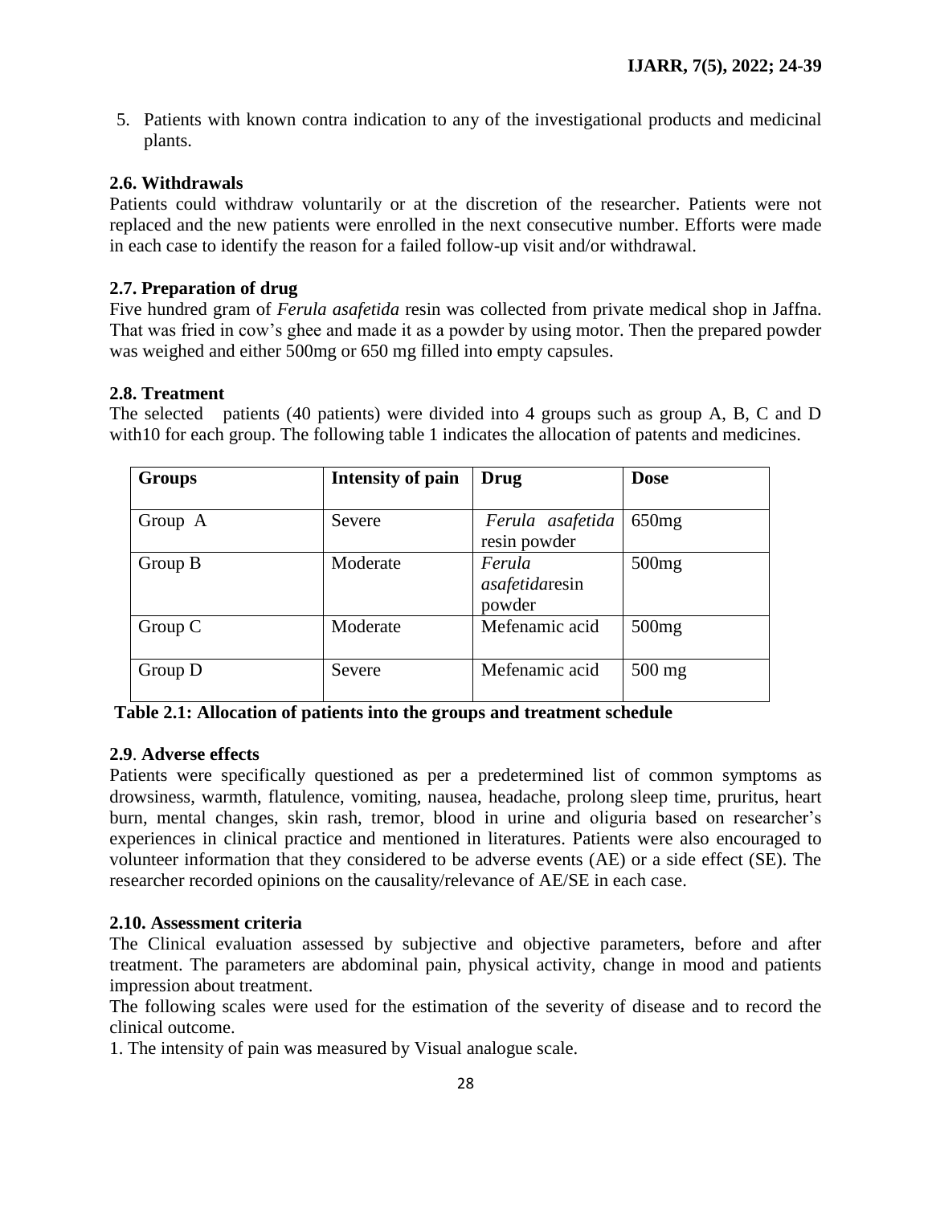5. Patients with known contra indication to any of the investigational products and medicinal plants.

### 2.6. Withdrawals

Patients could withdraw voluntarily or at the discretion of the researcher. Patients were not replaced and the new patients were enrolled in the next consecutive number. Efforts were made in each case to identify the reason for a failed follow-up visit and/or withdrawal.

### 2.7. Preparation of drug

Five hundred gram of *Ferula asafetida* resin was collected from private medical shop in Jaffna. That was fried in cow's ghee and made it as a powder by using motor. Then the prepared powder was weighed and either 500mg or 650 mg filled into empty capsules.

### 2.8. Treatment

The selected patients (40 patients) were divided into 4 groups such as group A, B, C and D with10 for each group. The following table 1 indicates the allocation of patents and medicines.

| Groups | Intensity of pain | Drug | Dose |
|---|---|---|---|
| Group A | Severe | *Ferula asafetida* resin powder | 650mg |
| Group B | Moderate | *Ferula asafetida*resin powder | 500mg |
| Group C | Moderate | Mefenamic acid | 500mg |
| Group D | Severe | Mefenamic acid | 500 mg |

**Table 2.1: Allocation of patients into the groups and treatment schedule**

### 2.9. Adverse effects

Patients were specifically questioned as per a predetermined list of common symptoms as drowsiness, warmth, flatulence, vomiting, nausea, headache, prolong sleep time, pruritus, heart burn, mental changes, skin rash, tremor, blood in urine and oliguria based on researcher's experiences in clinical practice and mentioned in literatures. Patients were also encouraged to volunteer information that they considered to be adverse events (AE) or a side effect (SE). The researcher recorded opinions on the causality/relevance of AE/SE in each case.

### 2.10. Assessment criteria

The Clinical evaluation assessed by subjective and objective parameters, before and after treatment. The parameters are abdominal pain, physical activity, change in mood and patients impression about treatment.

The following scales were used for the estimation of the severity of disease and to record the clinical outcome.

1. The intensity of pain was measured by Visual analogue scale.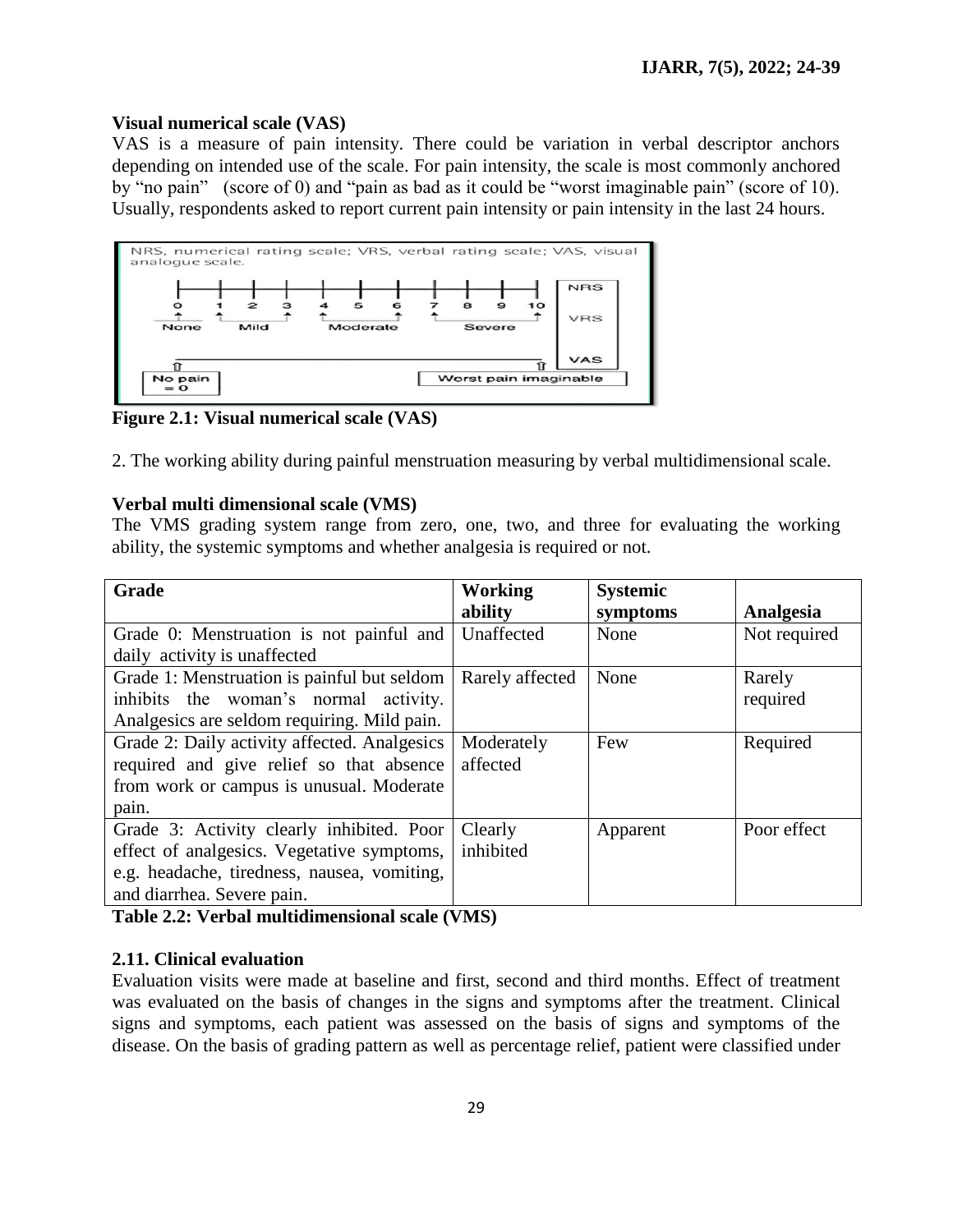**Visual numerical scale (VAS)**

VAS is a measure of pain intensity. There could be variation in verbal descriptor anchors depending on intended use of the scale. For pain intensity, the scale is most commonly anchored by "no pain" (score of 0) and "pain as bad as it could be "worst imaginable pain" (score of 10). Usually, respondents asked to report current pain intensity or pain intensity in the last 24 hours.

NRS, numerical rating scale; VRS, verbal rating scale; VAS, visual analogue scale.

0 1 2 3 4 5 6 7 8 9 10 — NRS

None, Mild, Moderate, Severe — VRS

No pain = 0 ... Worst pain imaginable — VAS

**Figure 2.1: Visual numerical scale (VAS)**

2. The working ability during painful menstruation measuring by verbal multidimensional scale.

**Verbal multi dimensional scale (VMS)**

The VMS grading system range from zero, one, two, and three for evaluating the working ability, the systemic symptoms and whether analgesia is required or not.

| Grade | Working ability | Systemic symptoms | Analgesia |
|---|---|---|---|
| Grade 0: Menstruation is not painful and daily activity is unaffected | Unaffected | None | Not required |
| Grade 1: Menstruation is painful but seldom inhibits the woman's normal activity. Analgesics are seldom requiring. Mild pain. | Rarely affected | None | Rarely required |
| Grade 2: Daily activity affected. Analgesics required and give relief so that absence from work or campus is unusual. Moderate pain. | Moderately affected | Few | Required |
| Grade 3: Activity clearly inhibited. Poor effect of analgesics. Vegetative symptoms, e.g. headache, tiredness, nausea, vomiting, and diarrhea. Severe pain. | Clearly inhibited | Apparent | Poor effect |

**Table 2.2: Verbal multidimensional scale (VMS)**

**2.11. Clinical evaluation**

Evaluation visits were made at baseline and first, second and third months. Effect of treatment was evaluated on the basis of changes in the signs and symptoms after the treatment. Clinical signs and symptoms, each patient was assessed on the basis of signs and symptoms of the disease. On the basis of grading pattern as well as percentage relief, patient were classified under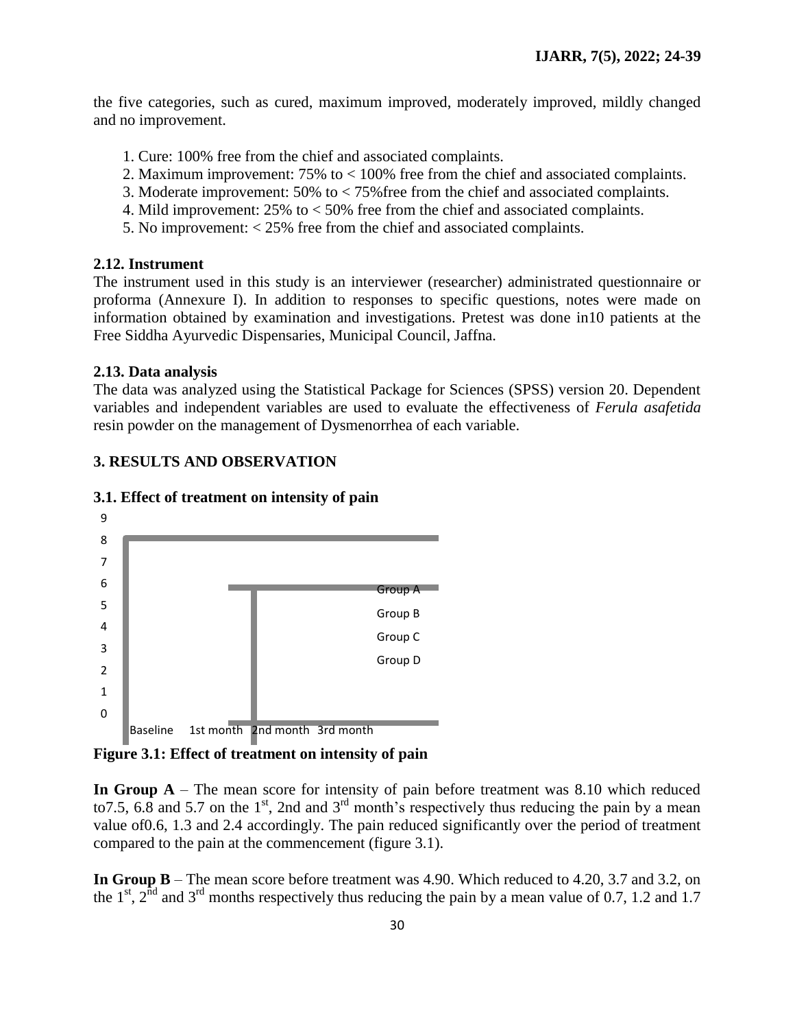the five categories, such as cured, maximum improved, moderately improved, mildly changed and no improvement.

1. Cure: 100% free from the chief and associated complaints.
2. Maximum improvement: 75% to < 100% free from the chief and associated complaints.
3. Moderate improvement: 50% to < 75%free from the chief and associated complaints.
4. Mild improvement: 25% to < 50% free from the chief and associated complaints.
5. No improvement: < 25% free from the chief and associated complaints.

### 2.12. Instrument

The instrument used in this study is an interviewer (researcher) administrated questionnaire or proforma (Annexure I). In addition to responses to specific questions, notes were made on information obtained by examination and investigations. Pretest was done in10 patients at the Free Siddha Ayurvedic Dispensaries, Municipal Council, Jaffna.

### 2.13. Data analysis

The data was analyzed using the Statistical Package for Sciences (SPSS) version 20. Dependent variables and independent variables are used to evaluate the effectiveness of *Ferula asafetida* resin powder on the management of Dysmenorrhea of each variable.

## 3. RESULTS AND OBSERVATION

### 3.1. Effect of treatment on intensity of pain

**Figure 3.1: Effect of treatment on intensity of pain**

**In Group A** – The mean score for intensity of pain before treatment was 8.10 which reduced to7.5, 6.8 and 5.7 on the 1st, 2nd and 3rd month's respectively thus reducing the pain by a mean value of0.6, 1.3 and 2.4 accordingly. The pain reduced significantly over the period of treatment compared to the pain at the commencement (figure 3.1).

**In Group B** – The mean score before treatment was 4.90. Which reduced to 4.20, 3.7 and 3.2, on the 1st, 2nd and 3rd months respectively thus reducing the pain by a mean value of 0.7, 1.2 and 1.7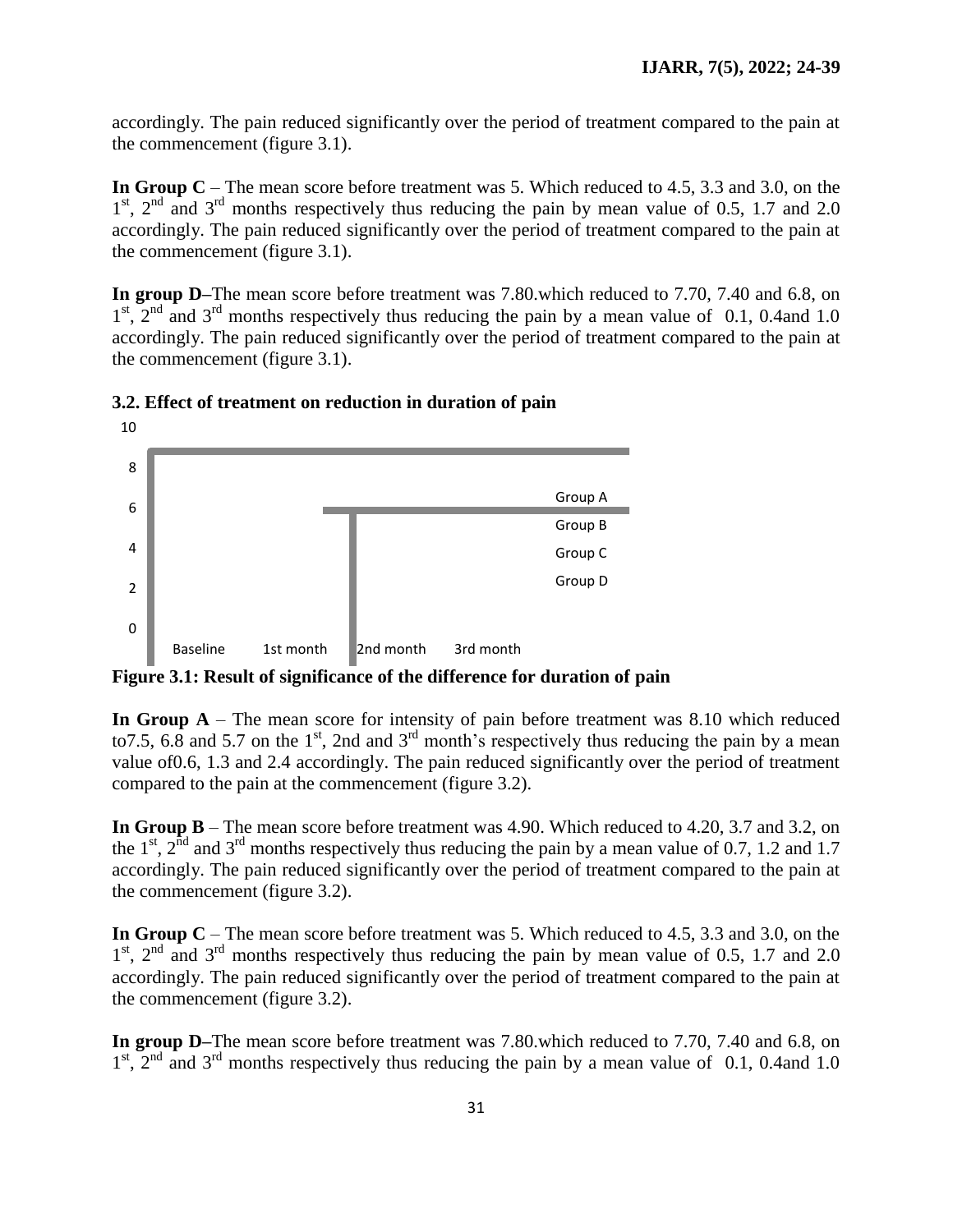accordingly. The pain reduced significantly over the period of treatment compared to the pain at the commencement (figure 3.1).

**In Group C** – The mean score before treatment was 5. Which reduced to 4.5, 3.3 and 3.0, on the 1st, 2nd and 3rd months respectively thus reducing the pain by mean value of 0.5, 1.7 and 2.0 accordingly. The pain reduced significantly over the period of treatment compared to the pain at the commencement (figure 3.1).

**In group D**–The mean score before treatment was 7.80.which reduced to 7.70, 7.40 and 6.8, on 1st, 2nd and 3rd months respectively thus reducing the pain by a mean value of 0.1, 0.4and 1.0 accordingly. The pain reduced significantly over the period of treatment compared to the pain at the commencement (figure 3.1).

### 3.2. Effect of treatment on reduction in duration of pain

10
8
6
4
2
0

Baseline 1st month 2nd month 3rd month

Group A
Group B
Group C
Group D

**Figure 3.1: Result of significance of the difference for duration of pain**

**In Group A** – The mean score for intensity of pain before treatment was 8.10 which reduced to7.5, 6.8 and 5.7 on the 1st, 2nd and 3rd month's respectively thus reducing the pain by a mean value of0.6, 1.3 and 2.4 accordingly. The pain reduced significantly over the period of treatment compared to the pain at the commencement (figure 3.2).

**In Group B** – The mean score before treatment was 4.90. Which reduced to 4.20, 3.7 and 3.2, on the 1st, 2nd and 3rd months respectively thus reducing the pain by a mean value of 0.7, 1.2 and 1.7 accordingly. The pain reduced significantly over the period of treatment compared to the pain at the commencement (figure 3.2).

**In Group C** – The mean score before treatment was 5. Which reduced to 4.5, 3.3 and 3.0, on the 1st, 2nd and 3rd months respectively thus reducing the pain by mean value of 0.5, 1.7 and 2.0 accordingly. The pain reduced significantly over the period of treatment compared to the pain at the commencement (figure 3.2).

**In group D**–The mean score before treatment was 7.80.which reduced to 7.70, 7.40 and 6.8, on 1st, 2nd and 3rd months respectively thus reducing the pain by a mean value of 0.1, 0.4and 1.0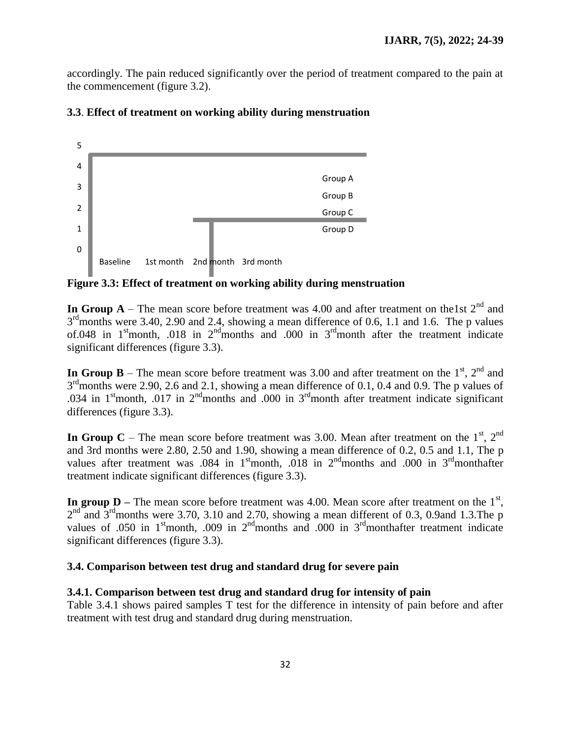accordingly. The pain reduced significantly over the period of treatment compared to the pain at the commencement (figure 3.2).

### 3.3. Effect of treatment on working ability during menstruation

**Figure 3.3: Effect of treatment on working ability during menstruation**

**In Group A** – The mean score before treatment was 4.00 and after treatment on the1st 2nd and 3rd months were 3.40, 2.90 and 2.4, showing a mean difference of 0.6, 1.1 and 1.6. The p values of.048 in 1st month, .018 in 2nd months and .000 in 3rd month after the treatment indicate significant differences (figure 3.3).

**In Group B** – The mean score before treatment was 3.00 and after treatment on the 1st, 2nd and 3rd months were 2.90, 2.6 and 2.1, showing a mean difference of 0.1, 0.4 and 0.9. The p values of .034 in 1st month, .017 in 2nd months and .000 in 3rd month after treatment indicate significant differences (figure 3.3).

**In Group C** – The mean score before treatment was 3.00. Mean after treatment on the 1st, 2nd and 3rd months were 2.80, 2.50 and 1.90, showing a mean difference of 0.2, 0.5 and 1.1, The p values after treatment was .084 in 1st month, .018 in 2nd months and .000 in 3rd monthafter treatment indicate significant differences (figure 3.3).

**In group D** – The mean score before treatment was 4.00. Mean score after treatment on the 1st, 2nd and 3rd months were 3.70, 3.10 and 2.70, showing a mean different of 0.3, 0.9and 1.3.The p values of .050 in 1st month, .009 in 2nd months and .000 in 3rd monthafter treatment indicate significant differences (figure 3.3).

### 3.4. Comparison between test drug and standard drug for severe pain

#### 3.4.1. Comparison between test drug and standard drug for intensity of pain

Table 3.4.1 shows paired samples T test for the difference in intensity of pain before and after treatment with test drug and standard drug during menstruation.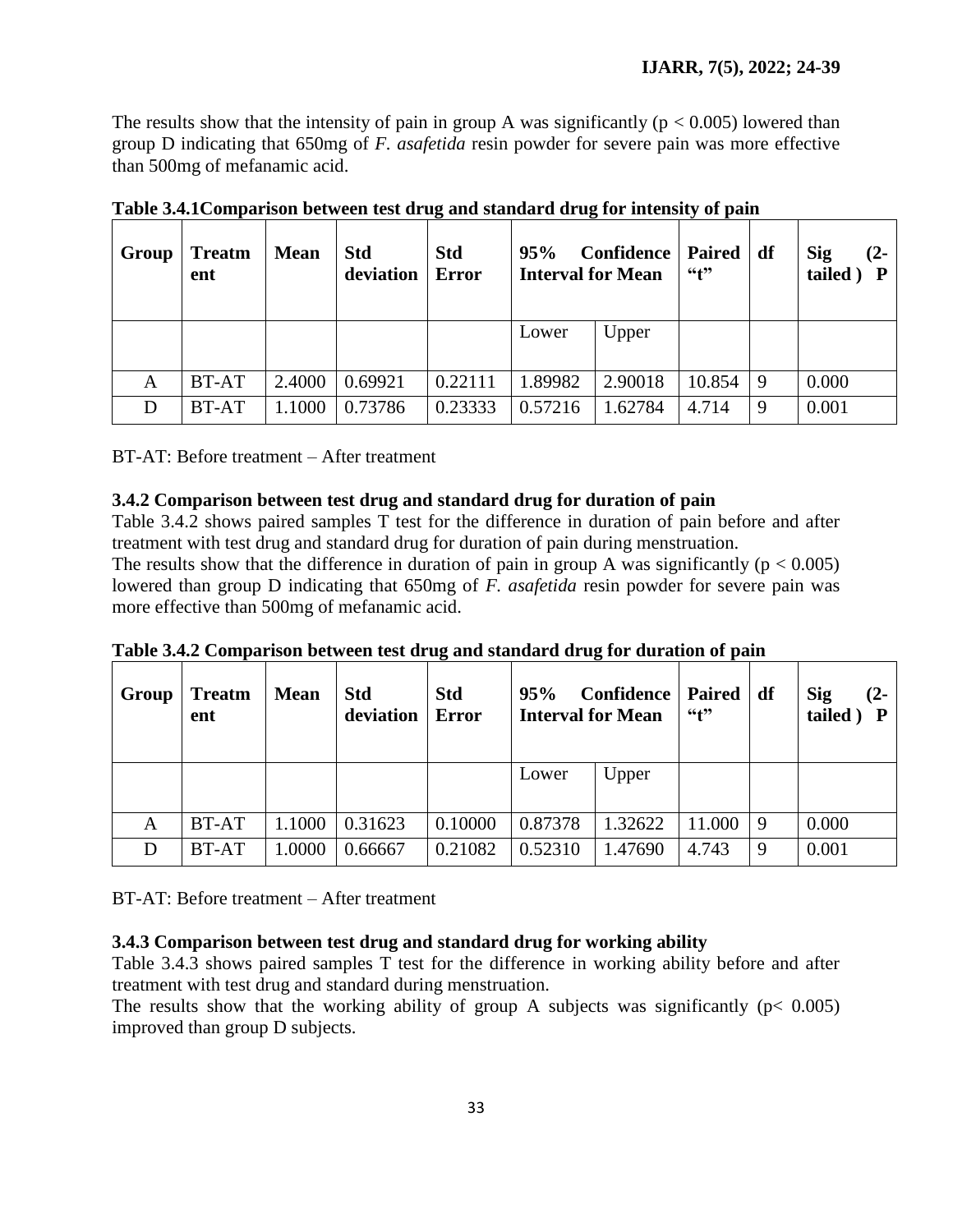The results show that the intensity of pain in group A was significantly ($p < 0.005$) lowered than group D indicating that 650mg of *F. asafetida* resin powder for severe pain was more effective than 500mg of mefanamic acid.

**Table 3.4.1Comparison between test drug and standard drug for intensity of pain**

| Group | Treatment | Mean | Std deviation | Std Error | 95% Confidence Interval for Mean | | Paired "t" | df | Sig (2-tailed) P |
|---|---|---|---|---|---|---|---|---|---|
| | | | | | Lower | Upper | | | |
| A | BT-AT | 2.4000 | 0.69921 | 0.22111 | 1.89982 | 2.90018 | 10.854 | 9 | 0.000 |
| D | BT-AT | 1.1000 | 0.73786 | 0.23333 | 0.57216 | 1.62784 | 4.714 | 9 | 0.001 |

BT-AT: Before treatment – After treatment

### 3.4.2 Comparison between test drug and standard drug for duration of pain

Table 3.4.2 shows paired samples T test for the difference in duration of pain before and after treatment with test drug and standard drug for duration of pain during menstruation.

The results show that the difference in duration of pain in group A was significantly ($p < 0.005$) lowered than group D indicating that 650mg of *F. asafetida* resin powder for severe pain was more effective than 500mg of mefanamic acid.

**Table 3.4.2 Comparison between test drug and standard drug for duration of pain**

| Group | Treatment | Mean | Std deviation | Std Error | 95% Confidence Interval for Mean | | Paired "t" | df | Sig (2-tailed) P |
|---|---|---|---|---|---|---|---|---|---|
| | | | | | Lower | Upper | | | |
| A | BT-AT | 1.1000 | 0.31623 | 0.10000 | 0.87378 | 1.32622 | 11.000 | 9 | 0.000 |
| D | BT-AT | 1.0000 | 0.66667 | 0.21082 | 0.52310 | 1.47690 | 4.743 | 9 | 0.001 |

BT-AT: Before treatment – After treatment

### 3.4.3 Comparison between test drug and standard drug for working ability

Table 3.4.3 shows paired samples T test for the difference in working ability before and after treatment with test drug and standard during menstruation.

The results show that the working ability of group A subjects was significantly ($p < 0.005$) improved than group D subjects.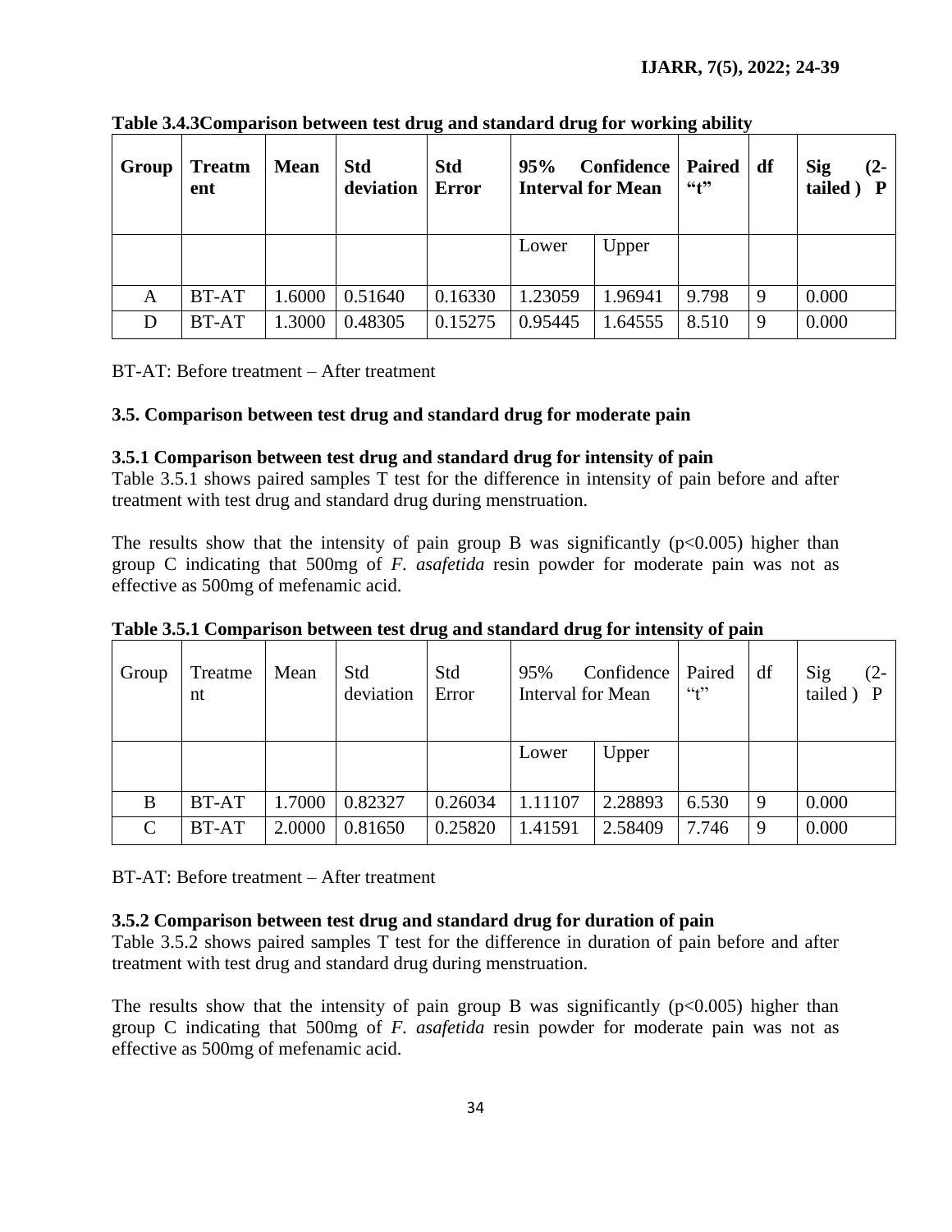**Table 3.4.3Comparison between test drug and standard drug for working ability**

| Group | Treatment | Mean | Std deviation | Std Error | 95% Confidence Interval for Mean | | Paired "t" | df | Sig (2-tailed ) P |
|---|---|---|---|---|---|---|---|---|---|
| | | | | | Lower | Upper | | | |
| A | BT-AT | 1.6000 | 0.51640 | 0.16330 | 1.23059 | 1.96941 | 9.798 | 9 | 0.000 |
| D | BT-AT | 1.3000 | 0.48305 | 0.15275 | 0.95445 | 1.64555 | 8.510 | 9 | 0.000 |

BT-AT: Before treatment – After treatment

### 3.5. Comparison between test drug and standard drug for moderate pain

#### 3.5.1 Comparison between test drug and standard drug for intensity of pain

Table 3.5.1 shows paired samples T test for the difference in intensity of pain before and after treatment with test drug and standard drug during menstruation.

The results show that the intensity of pain group B was significantly ($p<0.005$) higher than group C indicating that 500mg of *F. asafetida* resin powder for moderate pain was not as effective as 500mg of mefenamic acid.

**Table 3.5.1 Comparison between test drug and standard drug for intensity of pain**

| Group | Treatment | Mean | Std deviation | Std Error | 95% Confidence Interval for Mean | | Paired "t" | df | Sig (2-tailed ) P |
|---|---|---|---|---|---|---|---|---|---|
| | | | | | Lower | Upper | | | |
| B | BT-AT | 1.7000 | 0.82327 | 0.26034 | 1.11107 | 2.28893 | 6.530 | 9 | 0.000 |
| C | BT-AT | 2.0000 | 0.81650 | 0.25820 | 1.41591 | 2.58409 | 7.746 | 9 | 0.000 |

BT-AT: Before treatment – After treatment

#### 3.5.2 Comparison between test drug and standard drug for duration of pain

Table 3.5.2 shows paired samples T test for the difference in duration of pain before and after treatment with test drug and standard drug during menstruation.

The results show that the intensity of pain group B was significantly ($p<0.005$) higher than group C indicating that 500mg of *F. asafetida* resin powder for moderate pain was not as effective as 500mg of mefenamic acid.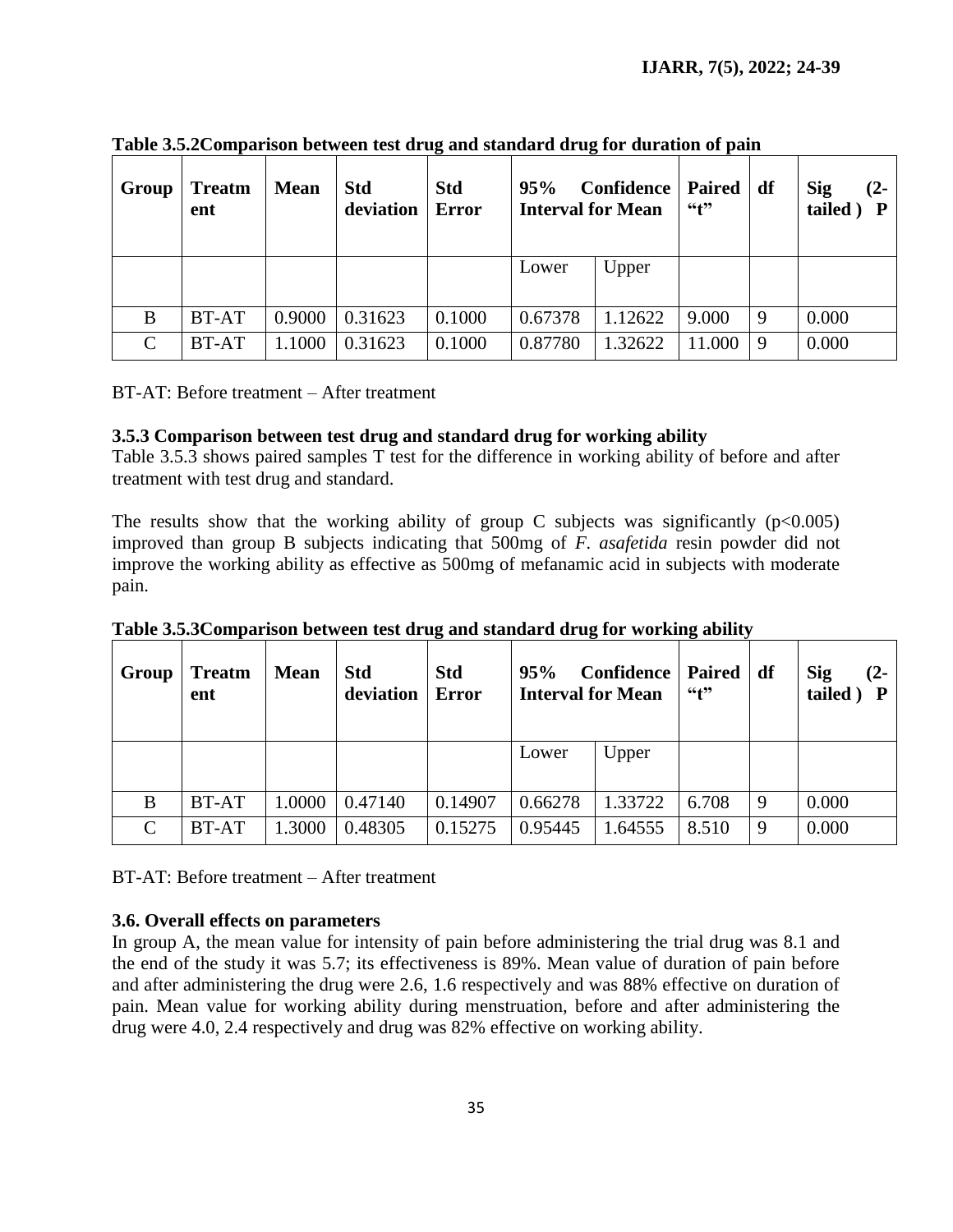**Table 3.5.2Comparison between test drug and standard drug for duration of pain**

| Group | Treatment | Mean | Std deviation | Std Error | 95% Confidence Interval for Mean | | Paired "t" | df | Sig (2-tailed ) P |
|---|---|---|---|---|---|---|---|---|---|
| | | | | | Lower | Upper | | | |
| B | BT-AT | 0.9000 | 0.31623 | 0.1000 | 0.67378 | 1.12622 | 9.000 | 9 | 0.000 |
| C | BT-AT | 1.1000 | 0.31623 | 0.1000 | 0.87780 | 1.32622 | 11.000 | 9 | 0.000 |

BT-AT: Before treatment – After treatment

### 3.5.3 Comparison between test drug and standard drug for working ability

Table 3.5.3 shows paired samples T test for the difference in working ability of before and after treatment with test drug and standard.

The results show that the working ability of group C subjects was significantly ($p<0.005$) improved than group B subjects indicating that 500mg of *F. asafetida* resin powder did not improve the working ability as effective as 500mg of mefanamic acid in subjects with moderate pain.

**Table 3.5.3Comparison between test drug and standard drug for working ability**

| Group | Treatment | Mean | Std deviation | Std Error | 95% Confidence Interval for Mean | | Paired "t" | df | Sig (2-tailed ) P |
|---|---|---|---|---|---|---|---|---|---|
| | | | | | Lower | Upper | | | |
| B | BT-AT | 1.0000 | 0.47140 | 0.14907 | 0.66278 | 1.33722 | 6.708 | 9 | 0.000 |
| C | BT-AT | 1.3000 | 0.48305 | 0.15275 | 0.95445 | 1.64555 | 8.510 | 9 | 0.000 |

BT-AT: Before treatment – After treatment

### 3.6. Overall effects on parameters

In group A, the mean value for intensity of pain before administering the trial drug was 8.1 and the end of the study it was 5.7; its effectiveness is 89%. Mean value of duration of pain before and after administering the drug were 2.6, 1.6 respectively and was 88% effective on duration of pain. Mean value for working ability during menstruation, before and after administering the drug were 4.0, 2.4 respectively and drug was 82% effective on working ability.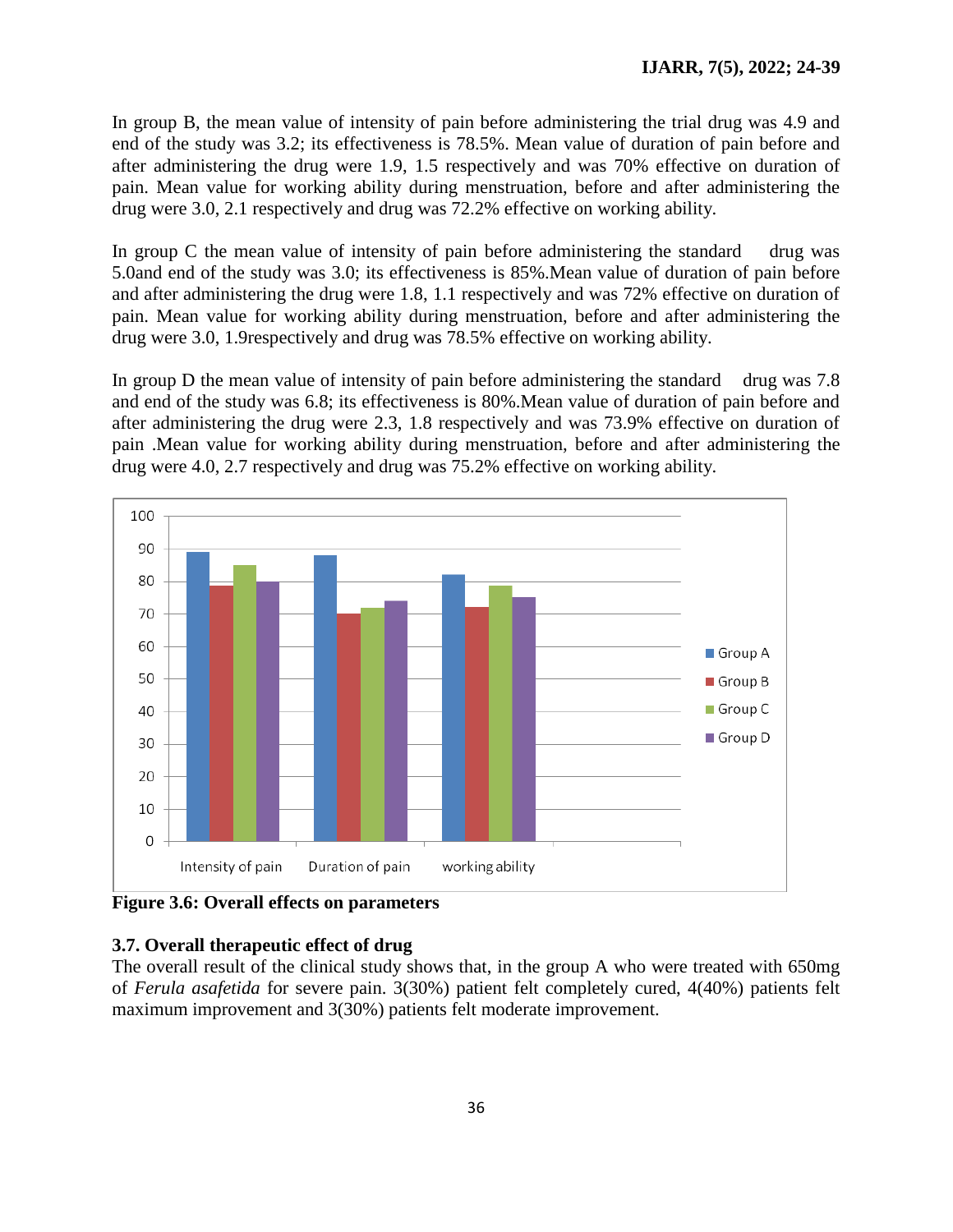In group B, the mean value of intensity of pain before administering the trial drug was 4.9 and end of the study was 3.2; its effectiveness is 78.5%. Mean value of duration of pain before and after administering the drug were 1.9, 1.5 respectively and was 70% effective on duration of pain. Mean value for working ability during menstruation, before and after administering the drug were 3.0, 2.1 respectively and drug was 72.2% effective on working ability.

In group C the mean value of intensity of pain before administering the standard drug was 5.0and end of the study was 3.0; its effectiveness is 85%.Mean value of duration of pain before and after administering the drug were 1.8, 1.1 respectively and was 72% effective on duration of pain. Mean value for working ability during menstruation, before and after administering the drug were 3.0, 1.9respectively and drug was 78.5% effective on working ability.

In group D the mean value of intensity of pain before administering the standard drug was 7.8 and end of the study was 6.8; its effectiveness is 80%.Mean value of duration of pain before and after administering the drug were 2.3, 1.8 respectively and was 73.9% effective on duration of pain .Mean value for working ability during menstruation, before and after administering the drug were 4.0, 2.7 respectively and drug was 75.2% effective on working ability.

**Figure 3.6: Overall effects on parameters**

### 3.7. Overall therapeutic effect of drug

The overall result of the clinical study shows that, in the group A who were treated with 650mg of *Ferula asafetida* for severe pain. 3(30%) patient felt completely cured, 4(40%) patients felt maximum improvement and 3(30%) patients felt moderate improvement.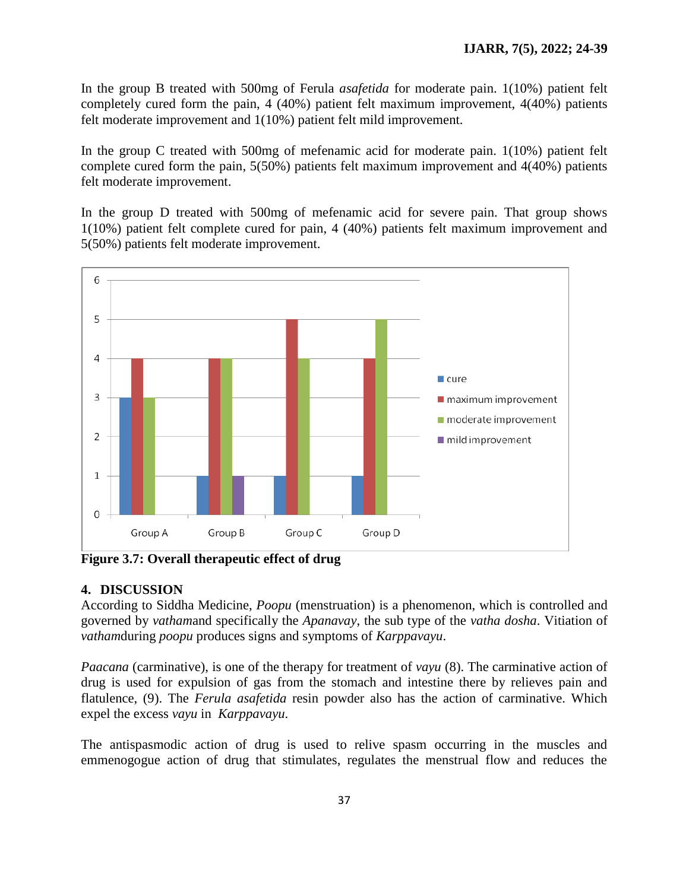In the group B treated with 500mg of Ferula *asafetida* for moderate pain. 1(10%) patient felt completely cured form the pain, 4 (40%) patient felt maximum improvement, 4(40%) patients felt moderate improvement and 1(10%) patient felt mild improvement.

In the group C treated with 500mg of mefenamic acid for moderate pain. 1(10%) patient felt complete cured form the pain, 5(50%) patients felt maximum improvement and 4(40%) patients felt moderate improvement.

In the group D treated with 500mg of mefenamic acid for severe pain. That group shows 1(10%) patient felt complete cured for pain, 4 (40%) patients felt maximum improvement and 5(50%) patients felt moderate improvement.

**Figure 3.7: Overall therapeutic effect of drug**

## 4. DISCUSSION

According to Siddha Medicine, *Poopu* (menstruation) is a phenomenon, which is controlled and governed by *vatham*and specifically the *Apanavay*, the sub type of the *vatha dosha*. Vitiation of *vatham*during *poopu* produces signs and symptoms of *Karppavayu*.

*Paacana* (carminative), is one of the therapy for treatment of *vayu* (8). The carminative action of drug is used for expulsion of gas from the stomach and intestine there by relieves pain and flatulence, (9). The *Ferula asafetida* resin powder also has the action of carminative. Which expel the excess *vayu* in *Karppavayu*.

The antispasmodic action of drug is used to relive spasm occurring in the muscles and emmenogogue action of drug that stimulates, regulates the menstrual flow and reduces the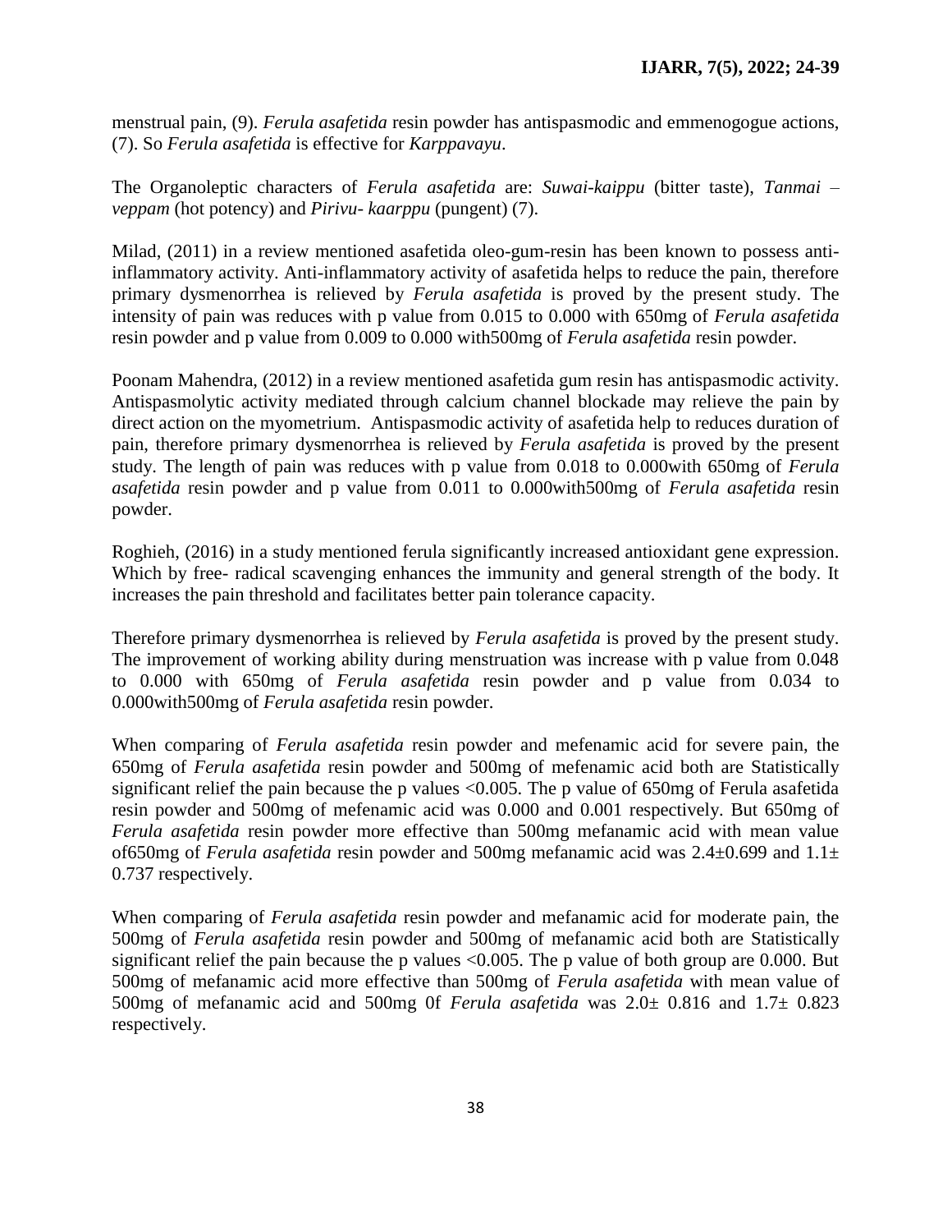menstrual pain, (9). *Ferula asafetida* resin powder has antispasmodic and emmenogogue actions, (7). So *Ferula asafetida* is effective for *Karppavayu*.

The Organoleptic characters of *Ferula asafetida* are: *Suwai-kaippu* (bitter taste), *Tanmai – veppam* (hot potency) and *Pirivu- kaarppu* (pungent) (7).

Milad, (2011) in a review mentioned asafetida oleo-gum-resin has been known to possess anti-inflammatory activity. Anti-inflammatory activity of asafetida helps to reduce the pain, therefore primary dysmenorrhea is relieved by *Ferula asafetida* is proved by the present study. The intensity of pain was reduces with p value from 0.015 to 0.000 with 650mg of *Ferula asafetida* resin powder and p value from 0.009 to 0.000 with500mg of *Ferula asafetida* resin powder.

Poonam Mahendra, (2012) in a review mentioned asafetida gum resin has antispasmodic activity. Antispasmolytic activity mediated through calcium channel blockade may relieve the pain by direct action on the myometrium. Antispasmodic activity of asafetida help to reduces duration of pain, therefore primary dysmenorrhea is relieved by *Ferula asafetida* is proved by the present study. The length of pain was reduces with p value from 0.018 to 0.000with 650mg of *Ferula asafetida* resin powder and p value from 0.011 to 0.000with500mg of *Ferula asafetida* resin powder.

Roghieh, (2016) in a study mentioned ferula significantly increased antioxidant gene expression. Which by free- radical scavenging enhances the immunity and general strength of the body. It increases the pain threshold and facilitates better pain tolerance capacity.

Therefore primary dysmenorrhea is relieved by *Ferula asafetida* is proved by the present study. The improvement of working ability during menstruation was increase with p value from 0.048 to 0.000 with 650mg of *Ferula asafetida* resin powder and p value from 0.034 to 0.000with500mg of *Ferula asafetida* resin powder.

When comparing of *Ferula asafetida* resin powder and mefenamic acid for severe pain, the 650mg of *Ferula asafetida* resin powder and 500mg of mefenamic acid both are Statistically significant relief the pain because the p values $<0.005$. The p value of 650mg of Ferula asafetida resin powder and 500mg of mefenamic acid was 0.000 and 0.001 respectively. But 650mg of *Ferula asafetida* resin powder more effective than 500mg mefanamic acid with mean value of650mg of *Ferula asafetida* resin powder and 500mg mefanamic acid was $2.4\pm0.699$ and $1.1\pm 0.737$ respectively.

When comparing of *Ferula asafetida* resin powder and mefanamic acid for moderate pain, the 500mg of *Ferula asafetida* resin powder and 500mg of mefanamic acid both are Statistically significant relief the pain because the p values $<0.005$. The p value of both group are 0.000. But 500mg of mefanamic acid more effective than 500mg of *Ferula asafetida* with mean value of 500mg of mefanamic acid and 500mg 0f *Ferula asafetida* was $2.0\pm 0.816$ and $1.7\pm 0.823$ respectively.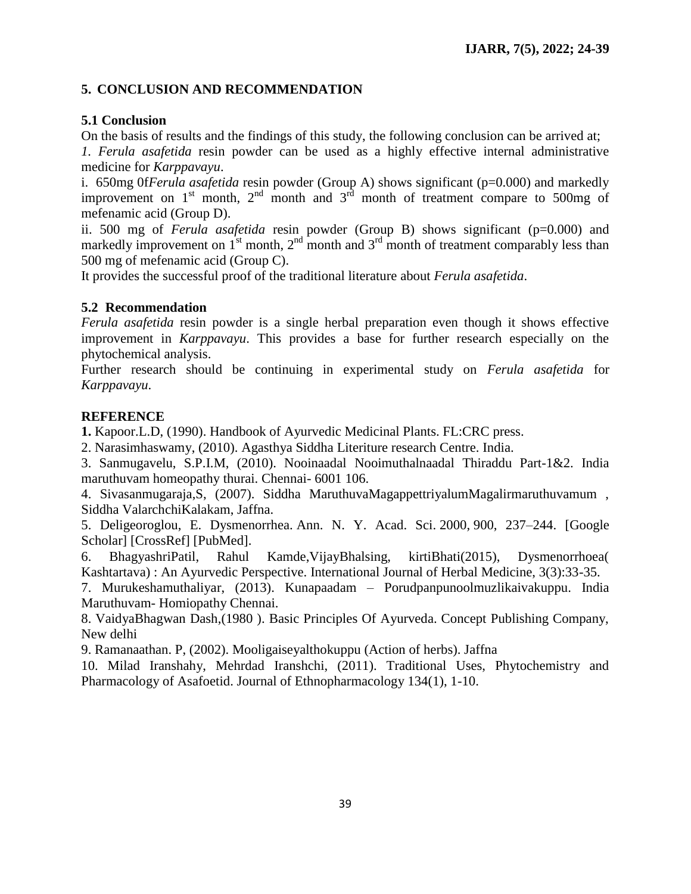## 5. CONCLUSION AND RECOMMENDATION

### 5.1 Conclusion

On the basis of results and the findings of this study, the following conclusion can be arrived at;

*1. Ferula asafetida* resin powder can be used as a highly effective internal administrative medicine for *Karppavayu*.

i. 650mg 0f*Ferula asafetida* resin powder (Group A) shows significant (p=0.000) and markedly improvement on 1st month, 2nd month and 3rd month of treatment compare to 500mg of mefenamic acid (Group D).

ii. 500 mg of *Ferula asafetida* resin powder (Group B) shows significant (p=0.000) and markedly improvement on 1st month, 2nd month and 3rd month of treatment comparably less than 500 mg of mefenamic acid (Group C).

It provides the successful proof of the traditional literature about *Ferula asafetida*.

### 5.2 Recommendation

*Ferula asafetida* resin powder is a single herbal preparation even though it shows effective improvement in *Karppavayu*. This provides a base for further research especially on the phytochemical analysis.

Further research should be continuing in experimental study on *Ferula asafetida* for *Karppavayu*.

## REFERENCE

**1.** Kapoor.L.D, (1990). Handbook of Ayurvedic Medicinal Plants. FL:CRC press.

2. Narasimhaswamy, (2010). Agasthya Siddha Literiture research Centre. India.

3. Sanmugavelu, S.P.I.M, (2010). Nooinaadal Nooimuthalnaadal Thiraddu Part-1&2. India maruthuvam homeopathy thurai. Chennai- 6001 106.

4. Sivasanmugaraja,S, (2007). Siddha MaruthuvaMagappettriyalumMagalirmaruthuvamum , Siddha ValarchchiKalakam, Jaffna.

5. Deligeoroglou, E. Dysmenorrhea. Ann. N. Y. Acad. Sci. 2000, 900, 237–244. [Google Scholar] [CrossRef] [PubMed].

6. BhagyashriPatil, Rahul Kamde,VijayBhalsing, kirtiBhati(2015), Dysmenorrhoea( Kashtartava) : An Ayurvedic Perspective. International Journal of Herbal Medicine, 3(3):33-35.

7. Murukeshamuthaliyar, (2013). Kunapaadam – Porudpanpunoolmuzlikaivakuppu. India Maruthuvam- Homiopathy Chennai.

8. VaidyaBhagwan Dash,(1980 ). Basic Principles Of Ayurveda. Concept Publishing Company, New delhi

9. Ramanaathan. P, (2002). Mooligaiseyalthokuppu (Action of herbs). Jaffna

10. Milad Iranshahy, Mehrdad Iranshchi, (2011). Traditional Uses, Phytochemistry and Pharmacology of Asafoetid. Journal of Ethnopharmacology 134(1), 1-10.